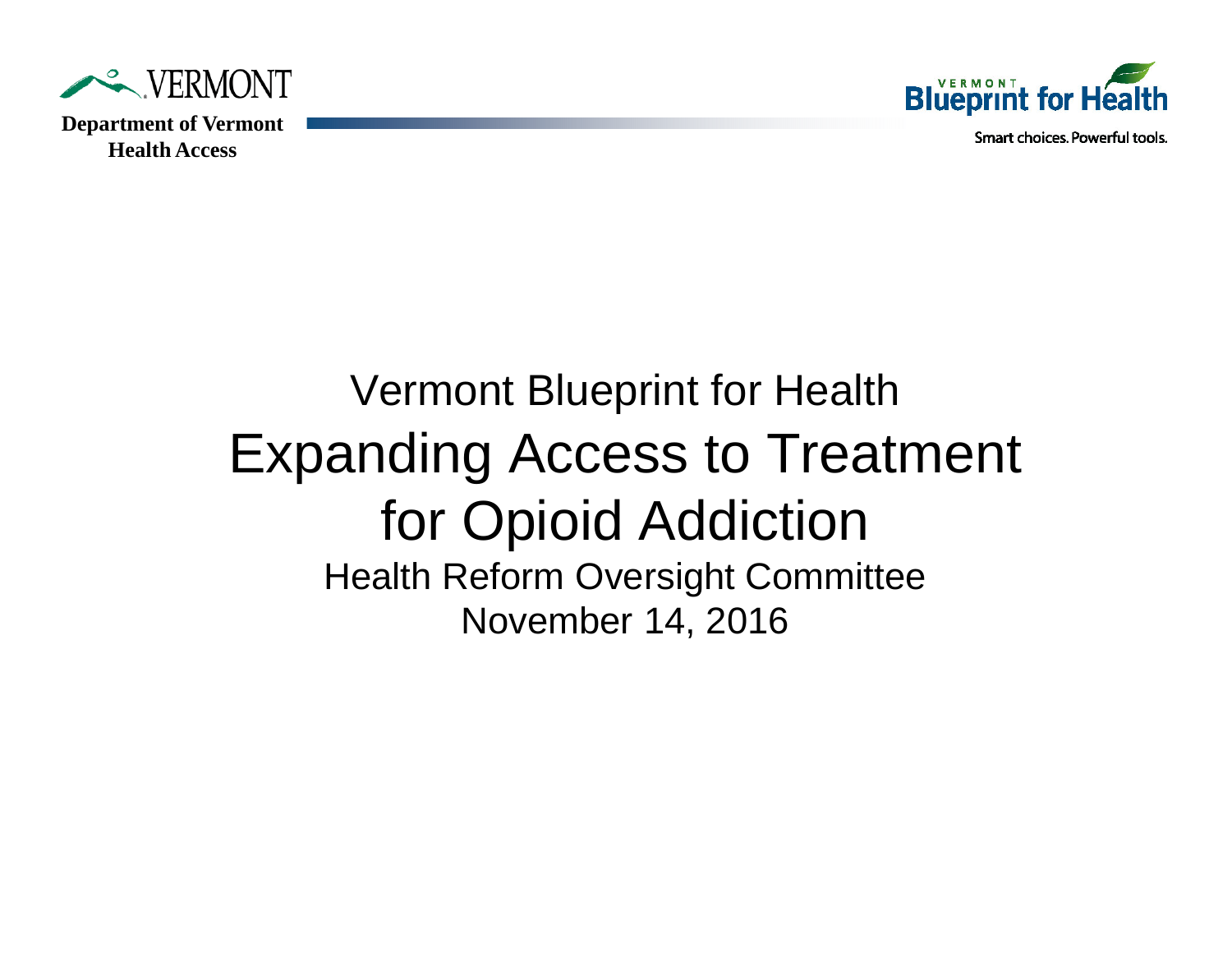VERMONT

**Department of Vermont Health Access**

VERMONT Blueprint for Health

Smart choices. Powerful tools.

# Vermont Blueprint for Health

# Expanding Access to Treatment for Opioid Addiction

Health Reform Oversight Committee

November 14, 2016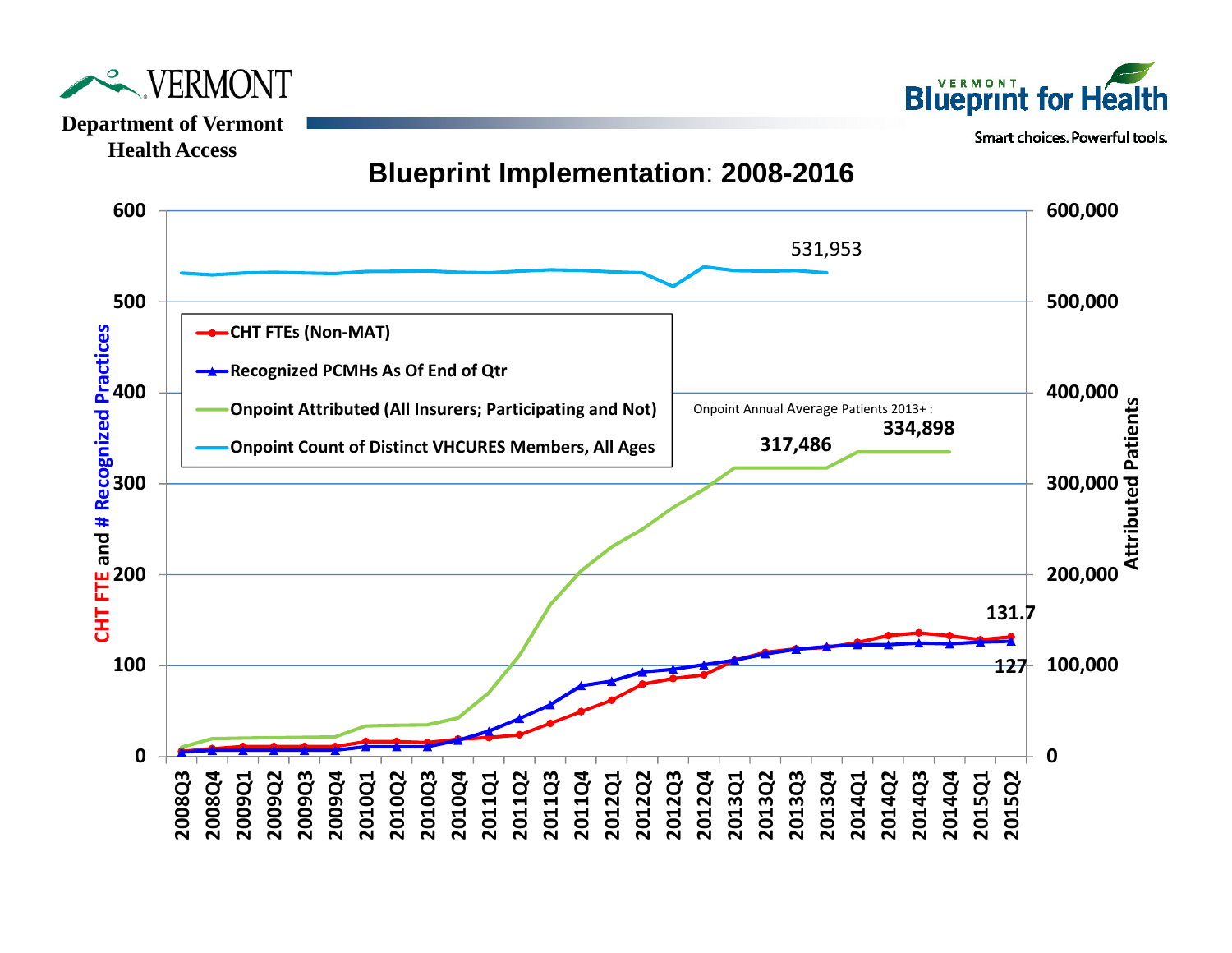VERMONT

Department of Vermont Health Access

Vermont Blueprint for Health

Smart choices. Powerful tools.

# Blueprint Implementation: 2008-2016

- CHT FTEs (Non-MAT)
- Recognized PCMHs As Of End of Qtr
- Onpoint Attributed (All Insurers; Participating and Not)
- Onpoint Count of Distinct VHCURES Members, All Ages

531,953

Onpoint Annual Average Patients 2013+ :

317,486

334,898

131.7

127

Left axis: CHT FTE and # Recognized Practices (0–600)

Right axis: Attributed Patients (0–600,000)

X axis: 2008Q3 2008Q4 2009Q1 2009Q2 2009Q3 2009Q4 2010Q1 2010Q2 2010Q3 2010Q4 2011Q1 2011Q2 2011Q3 2011Q4 2012Q1 2012Q2 2012Q3 2012Q4 2013Q1 2013Q2 2013Q3 2013Q4 2014Q1 2014Q2 2014Q3 2014Q4 2015Q1 2015Q2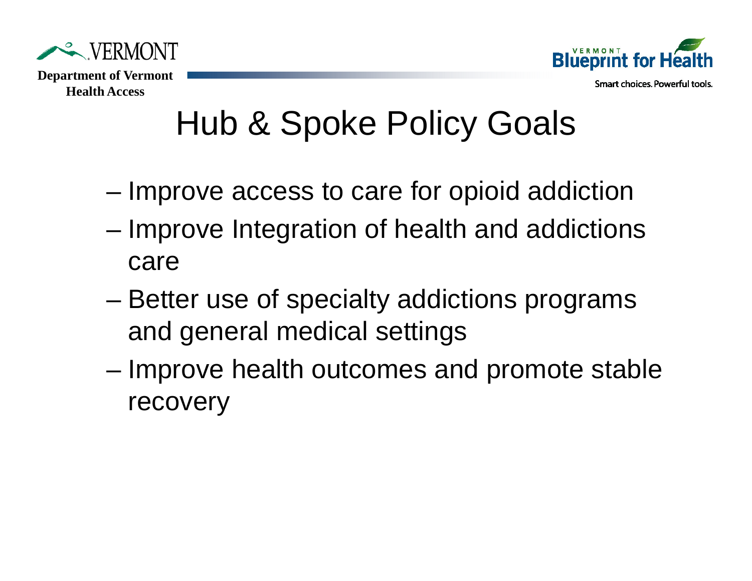# Hub & Spoke Policy Goals

- Improve access to care for opioid addiction
- Improve Integration of health and addictions care
- Better use of specialty addictions programs and general medical settings
- Improve health outcomes and promote stable recovery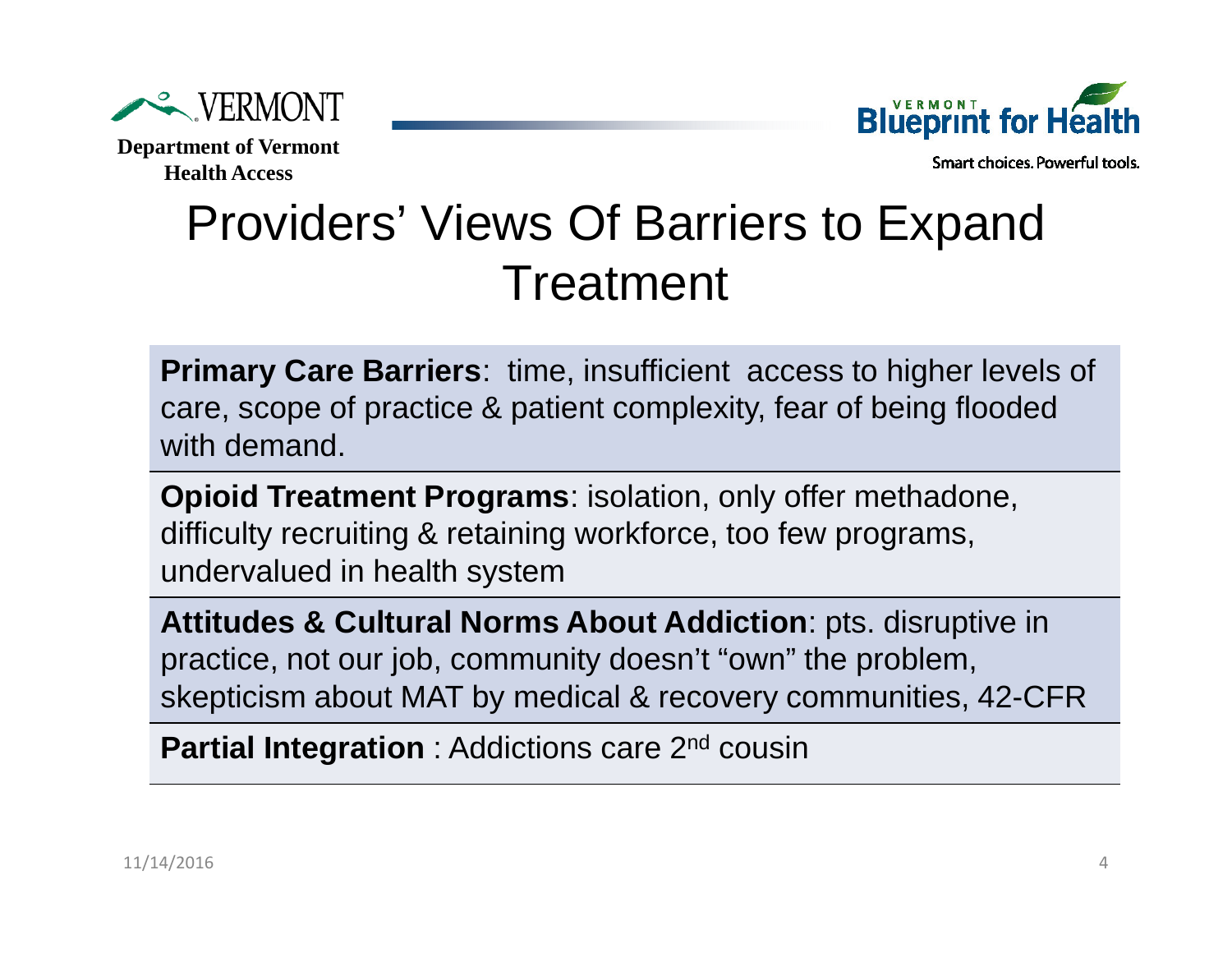# Providers' Views Of Barriers to Expand Treatment

**Primary Care Barriers**: time, insufficient access to higher levels of care, scope of practice & patient complexity, fear of being flooded with demand.

**Opioid Treatment Programs**: isolation, only offer methadone, difficulty recruiting & retaining workforce, too few programs, undervalued in health system

**Attitudes & Cultural Norms About Addiction**: pts. disruptive in practice, not our job, community doesn't "own" the problem, skepticism about MAT by medical & recovery communities, 42-CFR

**Partial Integration** : Addictions care 2nd cousin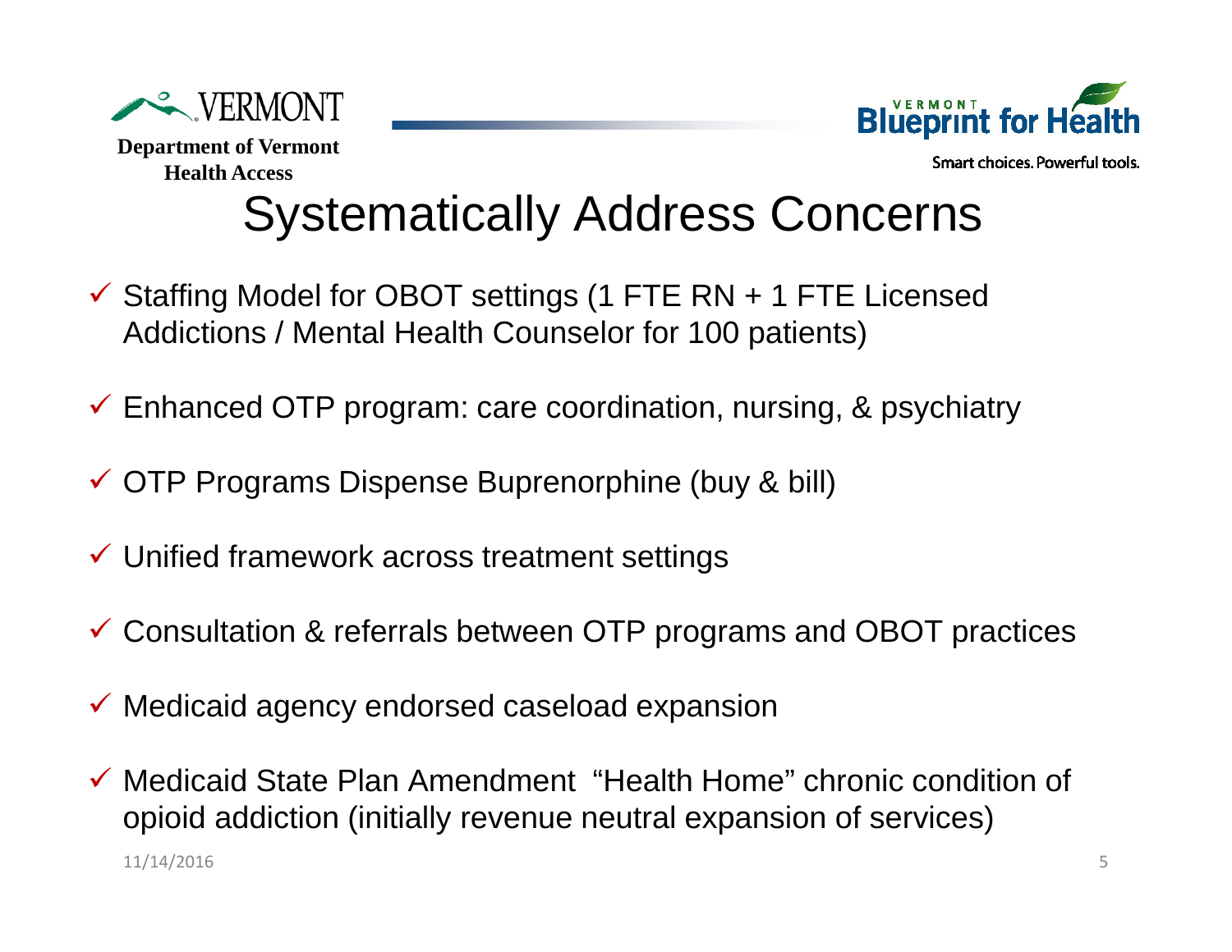Department of Vermont Health Access

# Systematically Address Concerns

- ✓ Staffing Model for OBOT settings (1 FTE RN + 1 FTE Licensed Addictions / Mental Health Counselor for 100 patients)
- ✓ Enhanced OTP program: care coordination, nursing, & psychiatry
- ✓ OTP Programs Dispense Buprenorphine (buy & bill)
- ✓ Unified framework across treatment settings
- ✓ Consultation & referrals between OTP programs and OBOT practices
- ✓ Medicaid agency endorsed caseload expansion
- ✓ Medicaid State Plan Amendment "Health Home" chronic condition of opioid addiction (initially revenue neutral expansion of services)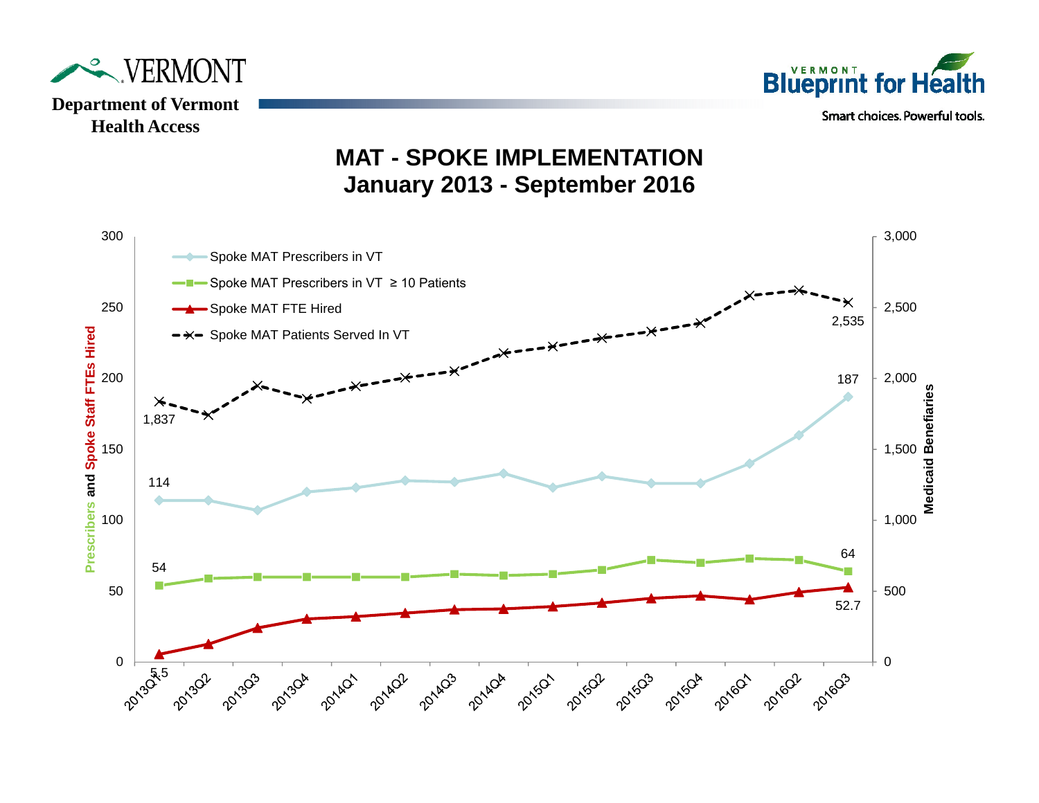VERMONT

Department of Vermont Health Access

VERMONT Blueprint for Health

Smart choices. Powerful tools.

# MAT - SPOKE IMPLEMENTATION
## January 2013 - September 2016

Spoke MAT Prescribers in VT
Spoke MAT Prescribers in VT ≥ 10 Patients
Spoke MAT FTE Hired
Spoke MAT Patients Served In VT

Prescribers and Spoke Staff FTEs Hired

Medicaid Benefiaries

300, 250, 200, 150, 100, 50, 0

3,000, 2,500, 2,000, 1,500, 1,000, 500, 0

1,837 — 2,535

114 — 187

54 — 64

5.5 — 52.7

2013Q1, 2013Q2, 2013Q3, 2013Q4, 2014Q1, 2014Q2, 2014Q3, 2014Q4, 2015Q1, 2015Q2, 2015Q3, 2015Q4, 2016Q1, 2016Q2, 2016Q3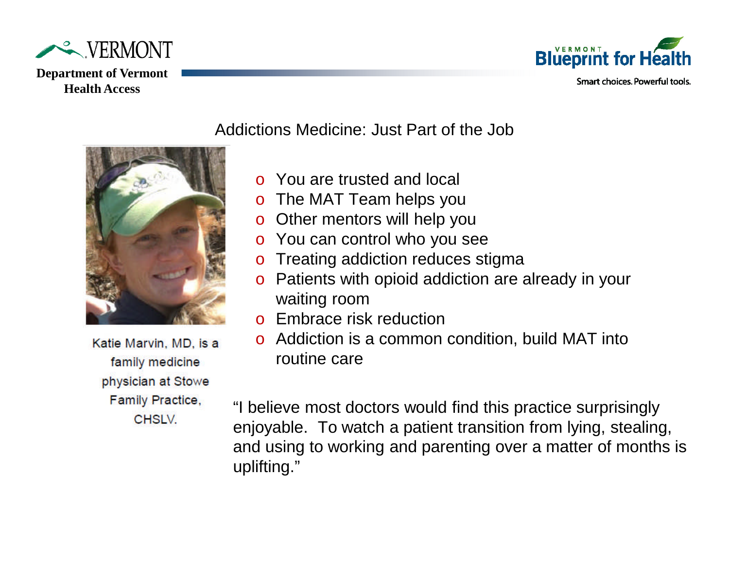VERMONT

Department of Vermont Health Access

VERMONT Blueprint for Health

Smart choices. Powerful tools.

# Addictions Medicine: Just Part of the Job

Katie Marvin, MD, is a family medicine physician at Stowe Family Practice, CHSLV.

- You are trusted and local
- The MAT Team helps you
- Other mentors will help you
- You can control who you see
- Treating addiction reduces stigma
- Patients with opioid addiction are already in your waiting room
- Embrace risk reduction
- Addiction is a common condition, build MAT into routine care

"I believe most doctors would find this practice surprisingly enjoyable. To watch a patient transition from lying, stealing, and using to working and parenting over a matter of months is uplifting."